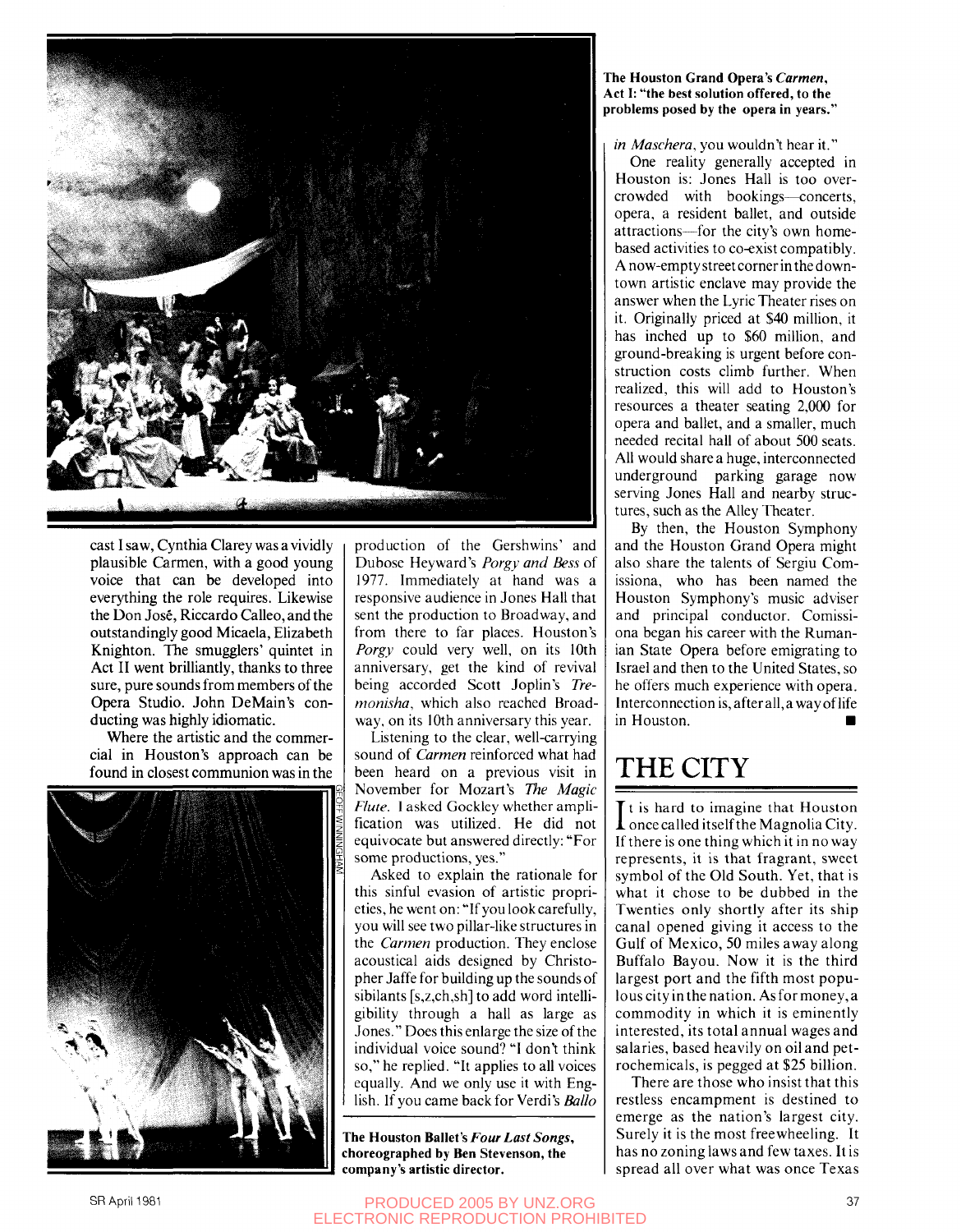The Houston Grand Opera's *Carmen*, Act I: "the best solution offered, to the problems posed by the opera in years."

cast I saw, Cynthia Clarey was a vividly plausible Carmen, with a good young voice that can be developed into everything the role requires. Likewise the Don José, Riccardo Calleo, and the outstandingly good Micaela, Elizabeth Knighton. The smugglers' quintet in Act II went brilliantly, thanks to three sure, pure sounds from members of the Opera Studio. John DeMain's conducting was highly idiomatic.

Where the artistic and the commercial in Houston's approach can be found in closest communion was in the production of the Gershwins' and Dubose Heyward's *Porgy and Bess* of 1977. Immediately at hand was a responsive audience in Jones Hall that sent the production to Broadway, and from there to far places. Houston's *Porgy* could very well, on its 10th anniversary, get the kind of revival being accorded Scott Joplin's *Treemonisha*, which also reached Broadway, on its 10th anniversary this year.

Listening to the clear, well-carrying sound of *Carmen* reinforced what had been heard on a previous visit in November for Mozart's *The Magic Flute*. I asked Gockley whether amplification was utilized. He did not equivocate but answered directly: "For some productions, yes."

Asked to explain the rationale for this sinful evasion of artistic proprieties, he went on: "If you look carefully, you will see two pillar-like structures in the *Carmen* production. They enclose acoustical aids designed by Christopher Jaffe for building up the sounds of sibilants [s,z,ch,sh] to add word intelligibility through a hall as large as Jones." Does this enlarge the size of the individual voice sound? "I don't think so," he replied. "It applies to all voices equally. And we only use it with English. If you came back for Verdi's *Ballo in Maschera*, you wouldn't hear it."

One reality generally accepted in Houston is: Jones Hall is too overcrowded with bookings—concerts, opera, a resident ballet, and outside attractions—for the city's own home-based activities to co-exist compatibly. A now-empty street corner in the downtown artistic enclave may provide the answer when the Lyric Theater rises on it. Originally priced at $40 million, it has inched up to $60 million, and ground-breaking is urgent before construction costs climb further. When realized, this will add to Houston's resources a theater seating 2,000 for opera and ballet, and a smaller, much needed recital hall of about 500 seats. All would share a huge, interconnected underground parking garage now serving Jones Hall and nearby structures, such as the Alley Theater.

By then, the Houston Symphony and the Houston Grand Opera might also share the talents of Sergiu Comissiona, who has been named the Houston Symphony's music adviser and principal conductor. Comissiona began his career with the Rumanian State Opera before emigrating to Israel and then to the United States, so he offers much experience with opera. Interconnection is, after all, a way of life in Houston. ■

The Houston Ballet's *Four Last Songs*, choreographed by Ben Stevenson, the company's artistic director.

# THE CITY

It is hard to imagine that Houston once called itself the Magnolia City. If there is one thing which it in no way represents, it is that fragrant, sweet symbol of the Old South. Yet, that is what it chose to be dubbed in the Twenties only shortly after its ship canal opened giving it access to the Gulf of Mexico, 50 miles away along Buffalo Bayou. Now it is the third largest port and the fifth most populous city in the nation. As for money, a commodity in which it is eminently interested, its total annual wages and salaries, based heavily on oil and petrochemicals, is pegged at $25 billion.

There are those who insist that this restless encampment is destined to emerge as the nation's largest city. Surely it is the most freewheeling. It has no zoning laws and few taxes. It is spread all over what was once Texas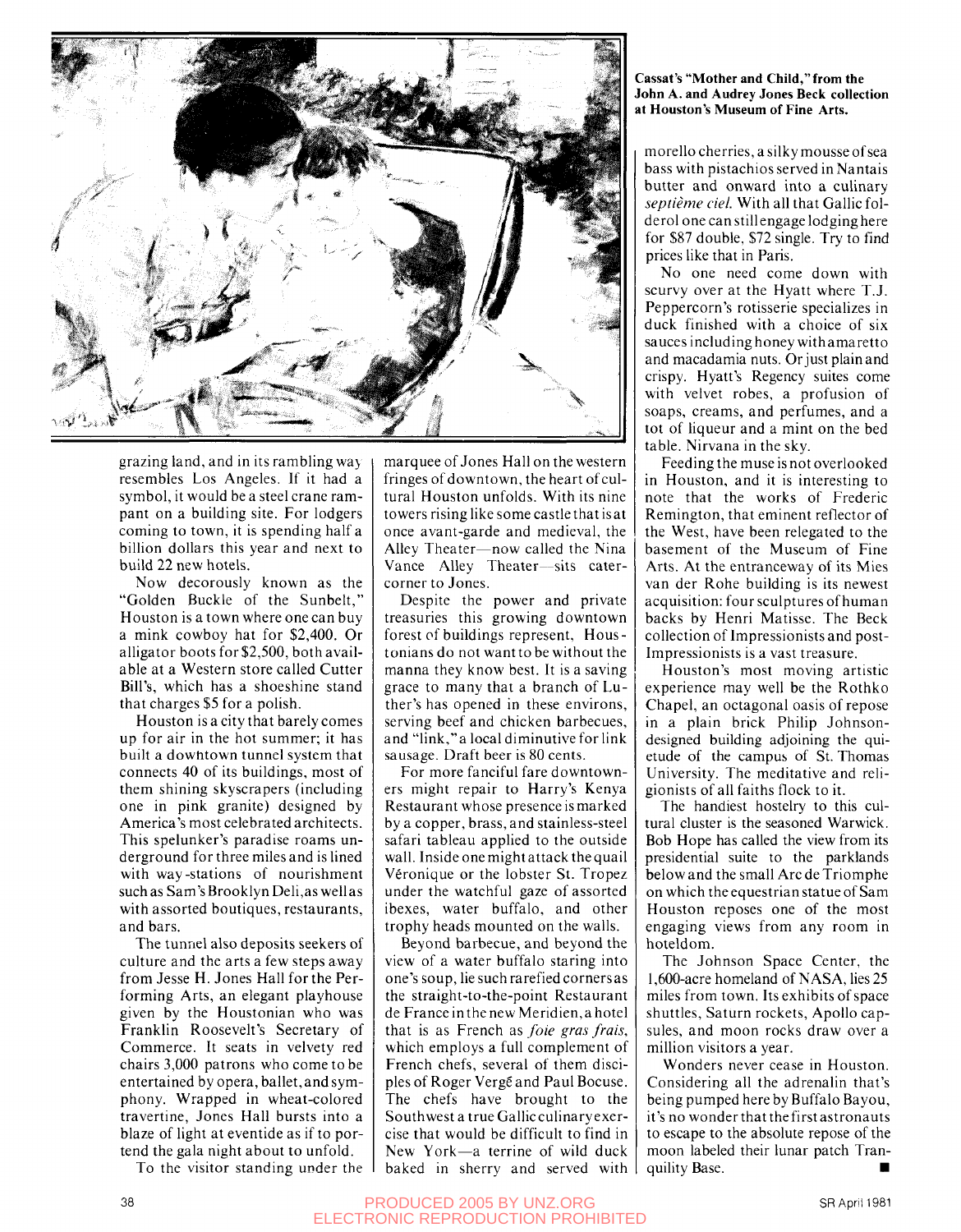Cassat's "Mother and Child," from the John A. and Audrey Jones Beck collection at Houston's Museum of Fine Arts.

grazing land, and in its rambling way resembles Los Angeles. If it had a symbol, it would be a steel crane rampant on a building site. For lodgers coming to town, it is spending half a billion dollars this year and next to build 22 new hotels.

Now decorously known as the "Golden Buckle of the Sunbelt," Houston is a town where one can buy a mink cowboy hat for $2,400. Or alligator boots for $2,500, both available at a Western store called Cutter Bill's, which has a shoeshine stand that charges $5 for a polish.

Houston is a city that barely comes up for air in the hot summer; it has built a downtown tunnel system that connects 40 of its buildings, most of them shining skyscrapers (including one in pink granite) designed by America's most celebrated architects. This spelunker's paradise roams underground for three miles and is lined with way-stations of nourishment such as Sam's Brooklyn Deli, as well as with assorted boutiques, restaurants, and bars.

The tunnel also deposits seekers of culture and the arts a few steps away from Jesse H. Jones Hall for the Performing Arts, an elegant playhouse given by the Houstonian who was Franklin Roosevelt's Secretary of Commerce. It seats in velvety red chairs 3,000 patrons who come to be entertained by opera, ballet, and symphony. Wrapped in wheat-colored travertine, Jones Hall bursts into a blaze of light at eventide as if to portend the gala night about to unfold.

To the visitor standing under the marquee of Jones Hall on the western fringes of downtown, the heart of cultural Houston unfolds. With its nine towers rising like some castle that is at once avant-garde and medieval, the Alley Theater—now called the Nina Vance Alley Theater—sits cater-corner to Jones.

Despite the power and private treasuries this growing downtown forest of buildings represent, Houstonians do not want to be without the manna they know best. It is a saving grace to many that a branch of Luther's has opened in these environs, serving beef and chicken barbecues, and "link," a local diminutive for link sausage. Draft beer is 80 cents.

For more fanciful fare downtowners might repair to Harry's Kenya Restaurant whose presence is marked by a copper, brass, and stainless-steel safari tableau applied to the outside wall. Inside one might attack the quail Véronique or the lobster St. Tropez under the watchful gaze of assorted ibexes, water buffalo, and other trophy heads mounted on the walls.

Beyond barbecue, and beyond the view of a water buffalo staring into one's soup, lie such rarefied corners as the straight-to-the-point Restaurant de France in the new Meridien, a hotel that is as French as *foie gras frais*, which employs a full complement of French chefs, several of them disciples of Roger Vergé and Paul Bocuse. The chefs have brought to the Southwest a true Gallic culinary exercise that would be difficult to find in New York—a terrine of wild duck baked in sherry and served with morello cherries, a silky mousse of sea bass with pistachios served in Nantais butter and onward into a culinary *septième ciel.* With all that Gallic folderol one can still engage lodging here for $87 double, $72 single. Try to find prices like that in Paris.

No one need come down with scurvy over at the Hyatt where T.J. Peppercorn's rotisserie specializes in duck finished with a choice of six sauces including honey with amaretto and macadamia nuts. Or just plain and crispy. Hyatt's Regency suites come with velvet robes, a profusion of soaps, creams, and perfumes, and a tot of liqueur and a mint on the bed table. Nirvana in the sky.

Feeding the muse is not overlooked in Houston, and it is interesting to note that the works of Frederic Remington, that eminent reflector of the West, have been relegated to the basement of the Museum of Fine Arts. At the entranceway of its Mies van der Rohe building is its newest acquisition: four sculptures of human backs by Henri Matisse. The Beck collection of Impressionists and post-Impressionists is a vast treasure.

Houston's most moving artistic experience may well be the Rothko Chapel, an octagonal oasis of repose in a plain brick Philip Johnson-designed building adjoining the quietude of the campus of St. Thomas University. The meditative and religionists of all faiths flock to it.

The handiest hostelry to this cultural cluster is the seasoned Warwick. Bob Hope has called the view from its presidential suite to the parklands below and the small Arc de Triomphe on which the equestrian statue of Sam Houston reposes one of the most engaging views from any room in hoteldom.

The Johnson Space Center, the 1,600-acre homeland of NASA, lies 25 miles from town. Its exhibits of space shuttles, Saturn rockets, Apollo capsules, and moon rocks draw over a million visitors a year.

Wonders never cease in Houston. Considering all the adrenalin that's being pumped here by Buffalo Bayou, it's no wonder that the first astronauts to escape to the absolute repose of the moon labeled their lunar patch Tranquility Base. ■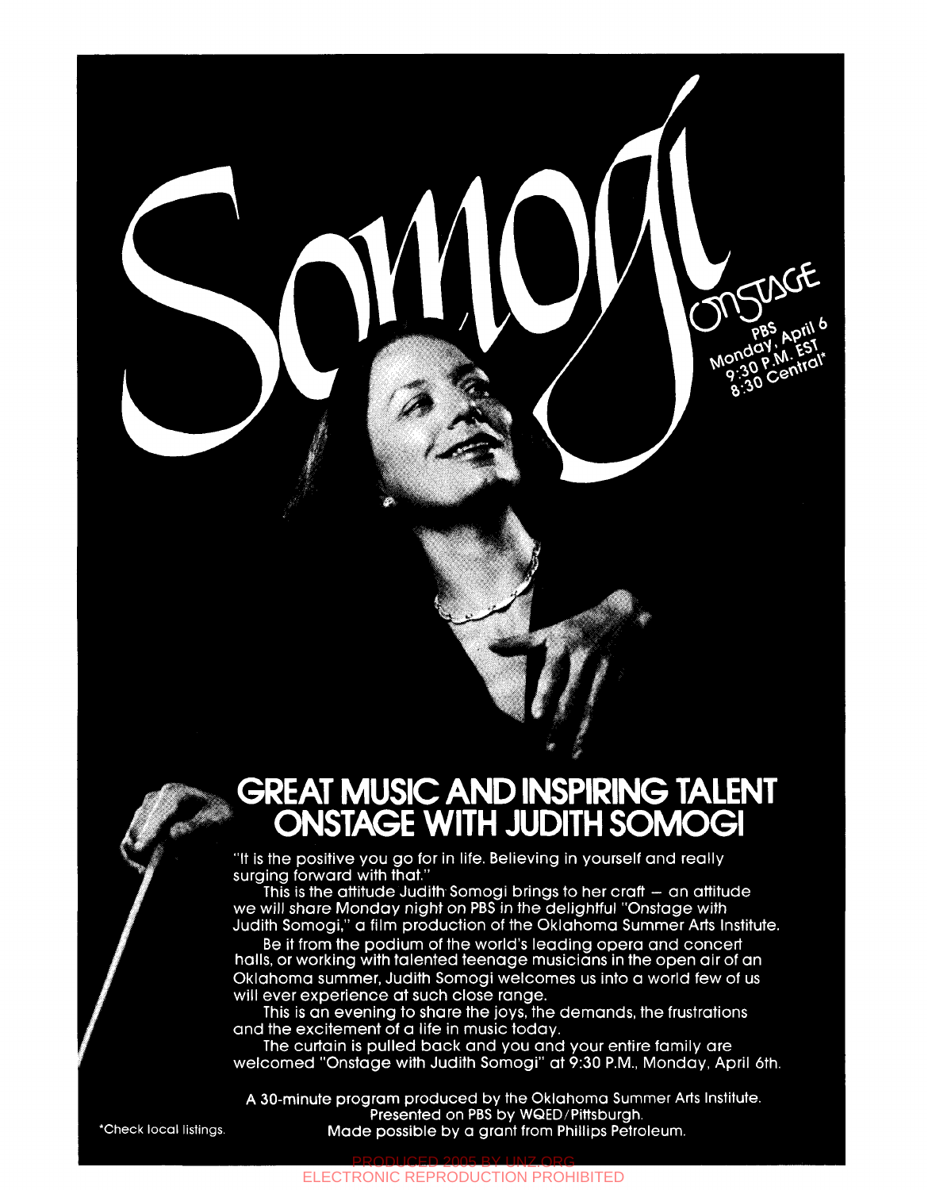# Somogi

## Onstage

PBS
Monday, April 6
9:30 P.M. EST
8:30 Central*

## GREAT MUSIC AND INSPIRING TALENT ONSTAGE WITH JUDITH SOMOGI

"It is the positive you go for in life. Believing in yourself and really surging forward with that."

This is the attitude Judith Somogi brings to her craft — an attitude we will share Monday night on PBS in the delightful "Onstage with Judith Somogi," a film production of the Oklahoma Summer Arts Institute.

Be it from the podium of the world's leading opera and concert halls, or working with talented teenage musicians in the open air of an Oklahoma summer, Judith Somogi welcomes us into a world few of us will ever experience at such close range.

This is an evening to share the joys, the demands, the frustrations and the excitement of a life in music today.

The curtain is pulled back and you and your entire family are welcomed "Onstage with Judith Somogi" at 9:30 P.M., Monday, April 6th.

A 30-minute program produced by the Oklahoma Summer Arts Institute.
Presented on PBS by WQED/Pittsburgh.
Made possible by a grant from Phillips Petroleum.

*Check local listings.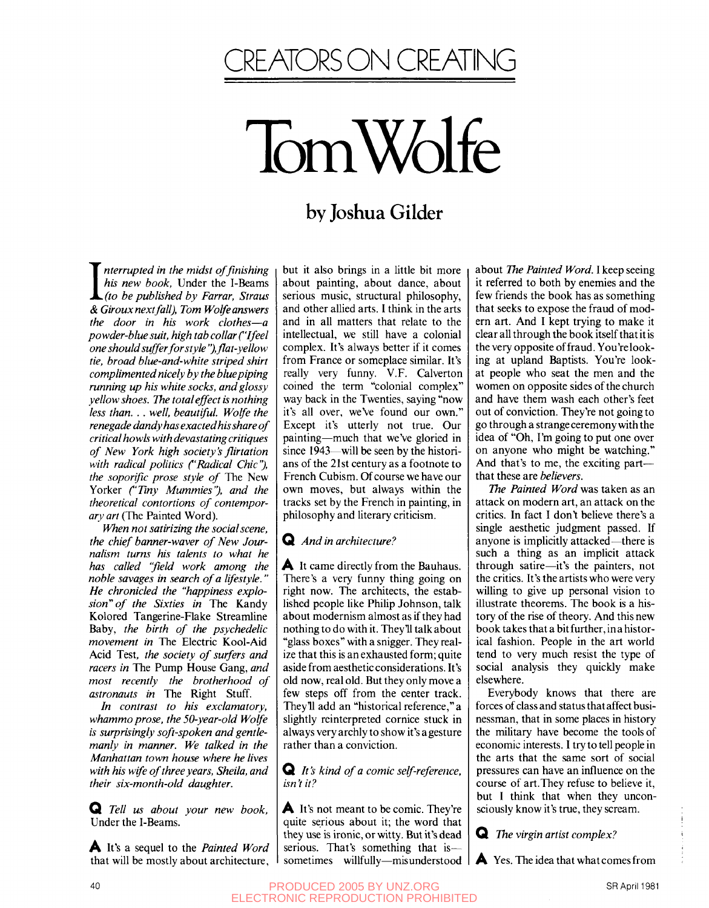# CREATORS ON CREATING

# Tom Wolfe

## by Joshua Gilder

*Interrupted in the midst of finishing his new book,* Under the I-Beams *(to be published by Farrar, Straus & Giroux next fall), Tom Wolfe answers the door in his work clothes—a powder-blue suit, high tab collar ("I feel one should suffer for style"), flat-yellow tie, broad blue-and-white striped shirt complimented nicely by the blue piping running up his white socks, and glossy yellow shoes. The total effect is nothing less than. . . well, beautiful. Wolfe the renegade dandy has exacted his share of critical howls with devastating critiques of New York high society's flirtation with radical politics ("Radical Chic"), the soporific prose style of* The New Yorker *("Tiny Mummies"), and the theoretical contortions of contemporary art* (The Painted Word).

*When not satirizing the social scene, the chief banner-waver of New Journalism turns his talents to what he has called "field work among the noble savages in search of a lifestyle." He chronicled the "happiness explosion" of the Sixties in* The Kandy Kolored Tangerine-Flake Streamline Baby, *the birth of the psychedelic movement in* The Electric Kool-Aid Acid Test, *the society of surfers and racers in* The Pump House Gang, *and most recently the brotherhood of astronauts in* The Right Stuff.

*In contrast to his exclamatory, whammo prose, the 50-year-old Wolfe is surprisingly soft-spoken and gentlemanly in manner. We talked in the Manhattan town house where he lives with his wife of three years, Sheila, and their six-month-old daughter.*

**Q** *Tell us about your new book,* Under the I-Beams.

**A** It's a sequel to the *Painted Word* that will be mostly about architecture, but it also brings in a little bit more about painting, about dance, about serious music, structural philosophy, and other allied arts. I think in the arts and in all matters that relate to the intellectual, we still have a colonial complex. It's always better if it comes from France or someplace similar. It's really very funny. V.F. Calverton coined the term "colonial complex" way back in the Twenties, saying "now it's all over, we've found our own." Except it's utterly not true. Our painting—much that we've gloried in since 1943—will be seen by the historians of the 21st century as a footnote to French Cubism. Of course we have our own moves, but always within the tracks set by the French in painting, in philosophy and literary criticism.

**Q** *And in architecture?*

**A** It came directly from the Bauhaus. There's a very funny thing going on right now. The architects, the established people like Philip Johnson, talk about modernism almost as if they had nothing to do with it. They'll talk about "glass boxes" with a snigger. They realize that this is an exhausted form; quite aside from aesthetic considerations. It's old now, real old. But they only move a few steps off from the center track. They'll add an "historical reference," a slightly reinterpreted cornice stuck in always very archly to show it's a gesture rather than a conviction.

**Q** *It's kind of a comic self-reference, isn't it?*

**A** It's not meant to be comic. They're quite serious about it; the word that they use is ironic, or witty. But it's dead serious. That's something that is—sometimes willfully—misunderstood about *The Painted Word*. I keep seeing it referred to both by enemies and the few friends the book has as something that seeks to expose the fraud of modern art. And I kept trying to make it clear all through the book itself that it is the very opposite of fraud. You're looking at upland Baptists. You're looking at people who seat the men and the women on opposite sides of the church and have them wash each other's feet out of conviction. They're not going to go through a strange ceremony with the idea of "Oh, I'm going to put one over on anyone who might be watching." And that's to me, the exciting part—that these are *believers*.

*The Painted Word* was taken as an attack on modern art, an attack on the critics. In fact I don't believe there's a single aesthetic judgment passed. If anyone is implicitly attacked—there is such a thing as an implicit attack through satire—it's the painters, not the critics. It's the artists who were very willing to give up personal vision to illustrate theorems. The book is a history of the rise of theory. And this new book takes that a bit further, in a historical fashion. People in the art world tend to very much resist the type of social analysis they quickly make elsewhere.

Everybody knows that there are forces of class and status that affect businessman, that in some places in history the military have become the tools of economic interests. I try to tell people in the arts that the same sort of social pressures can have an influence on the course of art. They refuse to believe it, but I think that when they unconsciously know it's true, they scream.

**Q** *The virgin artist complex?*

**A** Yes. The idea that what comes from